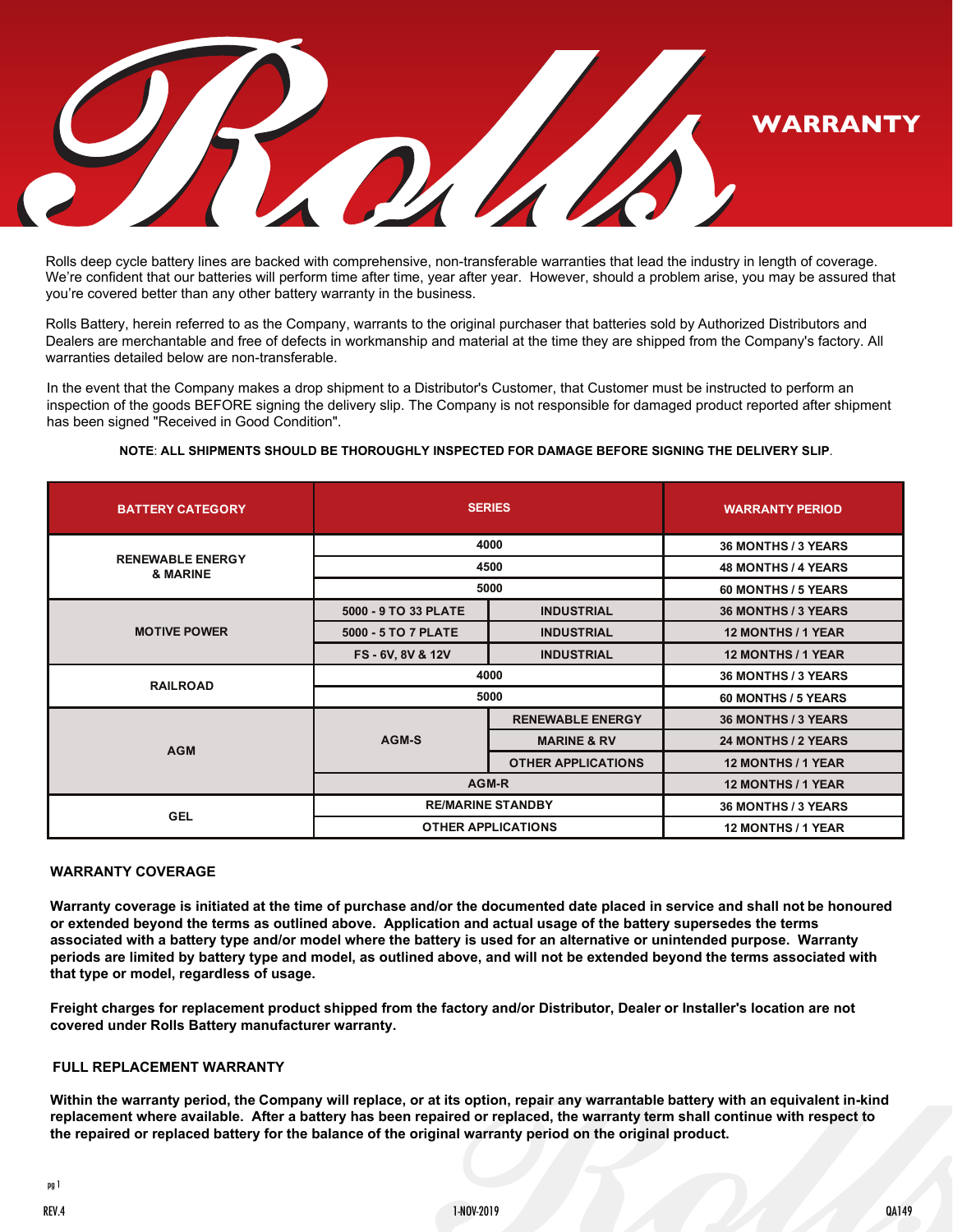# Rolls WARRANTY

Rolls deep cycle battery lines are backed with comprehensive, non-transferable warranties that lead the industry in length of coverage. We're confident that our batteries will perform time after time, year after year. However, should a problem arise, you may be assured that you're covered better than any other battery warranty in the business.

Rolls Battery, herein referred to as the Company, warrants to the original purchaser that batteries sold by Authorized Distributors and Dealers are merchantable and free of defects in workmanship and material at the time they are shipped from the Company's factory. All warranties detailed below are non-transferable.

In the event that the Company makes a drop shipment to a Distributor's Customer, that Customer must be instructed to perform an inspection of the goods BEFORE signing the delivery slip. The Company is not responsible for damaged product reported after shipment has been signed "Received in Good Condition".

**NOTE**: **ALL SHIPMENTS SHOULD BE THOROUGHLY INSPECTED FOR DAMAGE BEFORE SIGNING THE DELIVERY SLIP**.

| BATTERY CATEGORY | SERIES | | WARRANTY PERIOD |
|---|---|---|---|
| RENEWABLE ENERGY & MARINE | 4000 | | 36 MONTHS / 3 YEARS |
| | 4500 | | 48 MONTHS / 4 YEARS |
| | 5000 | | 60 MONTHS / 5 YEARS |
| MOTIVE POWER | 5000 - 9 TO 33 PLATE | INDUSTRIAL | 36 MONTHS / 3 YEARS |
| | 5000 - 5 TO 7 PLATE | INDUSTRIAL | 12 MONTHS / 1 YEAR |
| | FS - 6V, 8V & 12V | INDUSTRIAL | 12 MONTHS / 1 YEAR |
| RAILROAD | 4000 | | 36 MONTHS / 3 YEARS |
| | 5000 | | 60 MONTHS / 5 YEARS |
| AGM | AGM-S | RENEWABLE ENERGY | 36 MONTHS / 3 YEARS |
| | | MARINE & RV | 24 MONTHS / 2 YEARS |
| | | OTHER APPLICATIONS | 12 MONTHS / 1 YEAR |
| | AGM-R | | 12 MONTHS / 1 YEAR |
| GEL | RE/MARINE STANDBY | | 36 MONTHS / 3 YEARS |
| | OTHER APPLICATIONS | | 12 MONTHS / 1 YEAR |

## WARRANTY COVERAGE

**Warranty coverage is initiated at the time of purchase and/or the documented date placed in service and shall not be honoured or extended beyond the terms as outlined above. Application and actual usage of the battery supersedes the terms associated with a battery type and/or model where the battery is used for an alternative or unintended purpose. Warranty periods are limited by battery type and model, as outlined above, and will not be extended beyond the terms associated with that type or model, regardless of usage.**

**Freight charges for replacement product shipped from the factory and/or Distributor, Dealer or Installer's location are not covered under Rolls Battery manufacturer warranty.**

## FULL REPLACEMENT WARRANTY

**Within the warranty period, the Company will replace, or at its option, repair any warrantable battery with an equivalent in-kind replacement where available. After a battery has been repaired or replaced, the warranty term shall continue with respect to the repaired or replaced battery for the balance of the original warranty period on the original product.**

REV.4 1-NOV-2019 QA149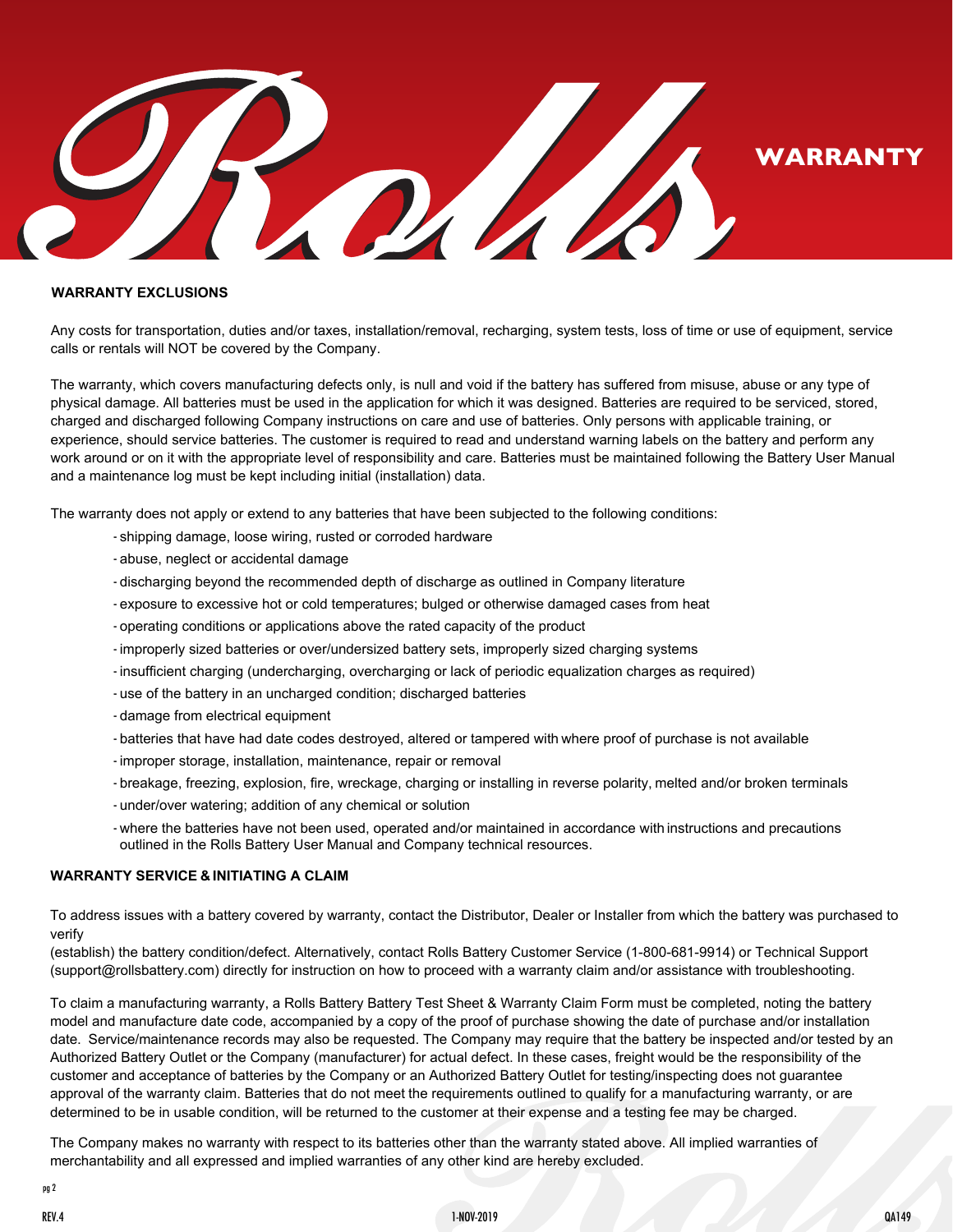# WARRANTY

## WARRANTY EXCLUSIONS

Any costs for transportation, duties and/or taxes, installation/removal, recharging, system tests, loss of time or use of equipment, service calls or rentals will NOT be covered by the Company.

The warranty, which covers manufacturing defects only, is null and void if the battery has suffered from misuse, abuse or any type of physical damage. All batteries must be used in the application for which it was designed. Batteries are required to be serviced, stored, charged and discharged following Company instructions on care and use of batteries. Only persons with applicable training, or experience, should service batteries. The customer is required to read and understand warning labels on the battery and perform any work around or on it with the appropriate level of responsibility and care. Batteries must be maintained following the Battery User Manual and a maintenance log must be kept including initial (installation) data.

The warranty does not apply or extend to any batteries that have been subjected to the following conditions:

- shipping damage, loose wiring, rusted or corroded hardware
- abuse, neglect or accidental damage
- discharging beyond the recommended depth of discharge as outlined in Company literature
- exposure to excessive hot or cold temperatures; bulged or otherwise damaged cases from heat
- operating conditions or applications above the rated capacity of the product
- improperly sized batteries or over/undersized battery sets, improperly sized charging systems
- insufficient charging (undercharging, overcharging or lack of periodic equalization charges as required)
- use of the battery in an uncharged condition; discharged batteries
- damage from electrical equipment
- batteries that have had date codes destroyed, altered or tampered with where proof of purchase is not available
- improper storage, installation, maintenance, repair or removal
- breakage, freezing, explosion, fire, wreckage, charging or installing in reverse polarity, melted and/or broken terminals
- under/over watering; addition of any chemical or solution
- where the batteries have not been used, operated and/or maintained in accordance with instructions and precautions outlined in the Rolls Battery User Manual and Company technical resources.

## WARRANTY SERVICE & INITIATING A CLAIM

To address issues with a battery covered by warranty, contact the Distributor, Dealer or Installer from which the battery was purchased to verify (establish) the battery condition/defect. Alternatively, contact Rolls Battery Customer Service (1-800-681-9914) or Technical Support (support@rollsbattery.com) directly for instruction on how to proceed with a warranty claim and/or assistance with troubleshooting.

To claim a manufacturing warranty, a Rolls Battery Battery Test Sheet & Warranty Claim Form must be completed, noting the battery model and manufacture date code, accompanied by a copy of the proof of purchase showing the date of purchase and/or installation date. Service/maintenance records may also be requested. The Company may require that the battery be inspected and/or tested by an Authorized Battery Outlet or the Company (manufacturer) for actual defect. In these cases, freight would be the responsibility of the customer and acceptance of batteries by the Company or an Authorized Battery Outlet for testing/inspecting does not guarantee approval of the warranty claim. Batteries that do not meet the requirements outlined to qualify for a manufacturing warranty, or are determined to be in usable condition, will be returned to the customer at their expense and a testing fee may be charged.

The Company makes no warranty with respect to its batteries other than the warranty stated above. All implied warranties of merchantability and all expressed and implied warranties of any other kind are hereby excluded.

REV.4 1-NOV-2019 QA149